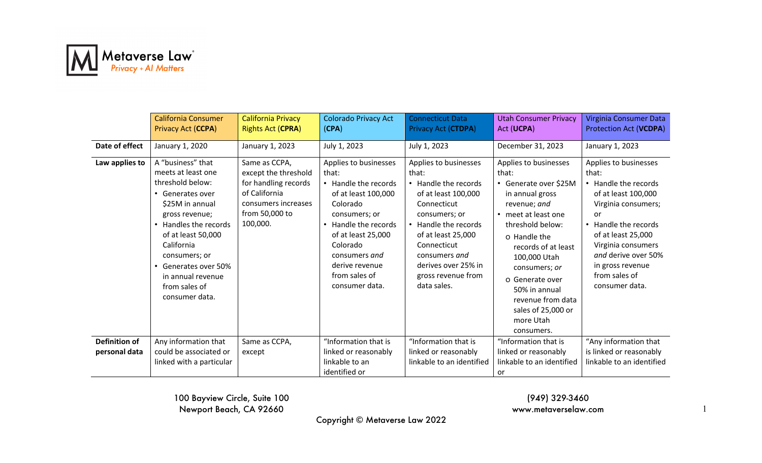Metaverse Law
Privacy + AI Matters

| | California Consumer Privacy Act (**CCPA**) | California Privacy Rights Act (**CPRA**) | Colorado Privacy Act (**CPA**) | Connecticut Data Privacy Act (**CTDPA**) | Utah Consumer Privacy Act (**UCPA**) | Virginia Consumer Data Protection Act (**VCDPA**) |
|---|---|---|---|---|---|---|
| **Date of effect** | January 1, 2020 | January 1, 2023 | July 1, 2023 | July 1, 2023 | December 31, 2023 | January 1, 2023 |
| **Law applies to** | A "business" that meets at least one threshold below:<br>• Generates over $25M in annual gross revenue;<br>• Handles the records of at least 50,000 California consumers; or<br>• Generates over 50% in annual revenue from sales of consumer data. | Same as CCPA, except the threshold for handling records of California consumers increases from 50,000 to 100,000. | Applies to businesses that:<br>• Handle the records of at least 100,000 Colorado consumers; or<br>• Handle the records of at least 25,000 Colorado consumers *and* derive revenue from sales of consumer data. | Applies to businesses that:<br>• Handle the records of at least 100,000 Connecticut consumers; or<br>• Handle the records of at least 25,000 Connecticut consumers *and* derives over 25% in gross revenue from data sales. | Applies to businesses that:<br>• Generate over $25M in annual gross revenue; *and*<br>• meet at least one threshold below:<br>o Handle the records of at least 100,000 Utah consumers; *or*<br>o Generate over 50% in annual revenue from data sales of 25,000 or more Utah consumers. | Applies to businesses that:<br>• Handle the records of at least 100,000 Virginia consumers; or<br>• Handle the records of at least 25,000 Virginia consumers *and* derive over 50% in gross revenue from sales of consumer data. |
| **Definition of personal data** | Any information that could be associated or linked with a particular | Same as CCPA, except | "Information that is linked or reasonably linkable to an identified or | "Information that is linked or reasonably linkable to an identified | "Information that is linked or reasonably linkable to an identified or | "Any information that is linked or reasonably linkable to an identified |

100 Bayview Circle, Suite 100
Newport Beach, CA 92660

(949) 329-3460
www.metaverselaw.com

Copyright © Metaverse Law 2022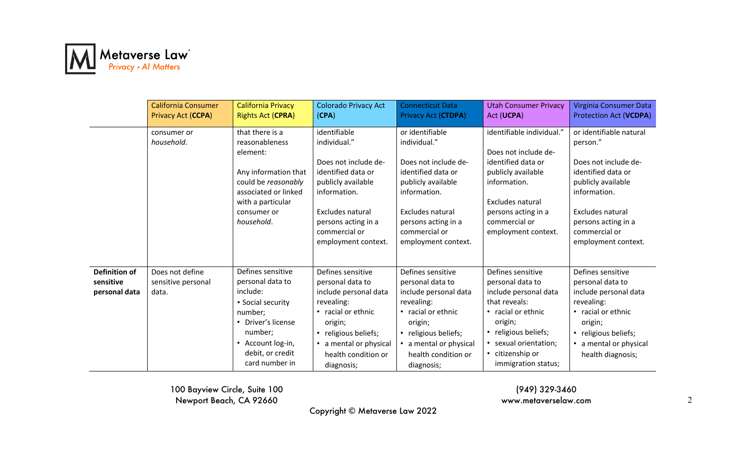| | California Consumer Privacy Act (**CCPA**) | California Privacy Rights Act (**CPRA**) | Colorado Privacy Act (**CPA**) | Connecticut Data Privacy Act (**CTDPA**) | Utah Consumer Privacy Act (**UCPA**) | Virginia Consumer Data Protection Act (**VCDPA**) |
|---|---|---|---|---|---|---|
| | consumer or *household*. | that there is a reasonableness element:<br><br>Any information that could be *reasonably* associated or linked with a particular consumer or *household*. | identifiable individual."<br><br>Does not include de-identified data or publicly available information.<br><br>Excludes natural persons acting in a commercial or employment context. | or identifiable individual."<br><br>Does not include de-identified data or publicly available information.<br><br>Excludes natural persons acting in a commercial or employment context. | identifiable individual."<br><br>Does not include de-identified data or publicly available information.<br><br>Excludes natural persons acting in a commercial or employment context. | or identifiable natural person."<br><br>Does not include de-identified data or publicly available information.<br><br>Excludes natural persons acting in a commercial or employment context. |
| **Definition of sensitive personal data** | Does not define sensitive personal data. | Defines sensitive personal data to include:<br>• Social security number;<br>• Driver's license number;<br>• Account log-in, debit, or credit card number in | Defines sensitive personal data to include personal data revealing:<br>• racial or ethnic origin;<br>• religious beliefs;<br>• a mental or physical health condition or diagnosis; | Defines sensitive personal data to include personal data revealing:<br>• racial or ethnic origin;<br>• religious beliefs;<br>• a mental or physical health condition or diagnosis; | Defines sensitive personal data to include personal data that reveals:<br>• racial or ethnic origin;<br>• religious beliefs;<br>• sexual orientation;<br>• citizenship or immigration status; | Defines sensitive personal data to include personal data revealing:<br>• racial or ethnic origin;<br>• religious beliefs;<br>• a mental or physical health diagnosis; |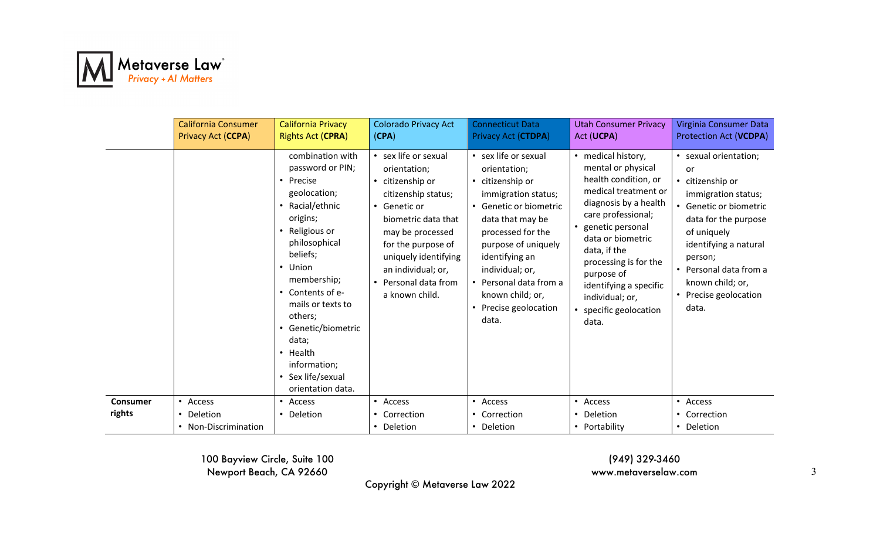| | California Consumer Privacy Act (**CCPA**) | California Privacy Rights Act (**CPRA**) | Colorado Privacy Act (**CPA**) | Connecticut Data Privacy Act (**CTDPA**) | Utah Consumer Privacy Act (**UCPA**) | Virginia Consumer Data Protection Act (**VCDPA**) |
|---|---|---|---|---|---|---|
| | | combination with password or PIN; <br>• Precise geolocation; <br>• Racial/ethnic origins; <br>• Religious or philosophical beliefs; <br>• Union membership; <br>• Contents of e-mails or texts to others; <br>• Genetic/biometric data; <br>• Health information; <br>• Sex life/sexual orientation data. | • sex life or sexual orientation; <br>• citizenship or citizenship status; <br>• Genetic or biometric data that may be processed for the purpose of uniquely identifying an individual; or, <br>• Personal data from a known child. | • sex life or sexual orientation; <br>• citizenship or immigration status; <br>• Genetic or biometric data that may be processed for the purpose of uniquely identifying an individual; or, <br>• Personal data from a known child; or, <br>• Precise geolocation data. | • medical history, mental or physical health condition, or medical treatment or diagnosis by a health care professional; <br>• genetic personal data or biometric data, if the processing is for the purpose of identifying a specific individual; or, <br>• specific geolocation data. | • sexual orientation; or <br>• citizenship or immigration status; <br>• Genetic or biometric data for the purpose of uniquely identifying a natural person; <br>• Personal data from a known child; or, <br>• Precise geolocation data. |
| **Consumer rights** | • Access <br>• Deletion <br>• Non-Discrimination | • Access <br>• Deletion | • Access <br>• Correction <br>• Deletion | • Access <br>• Correction <br>• Deletion | • Access <br>• Deletion <br>• Portability | • Access <br>• Correction <br>• Deletion |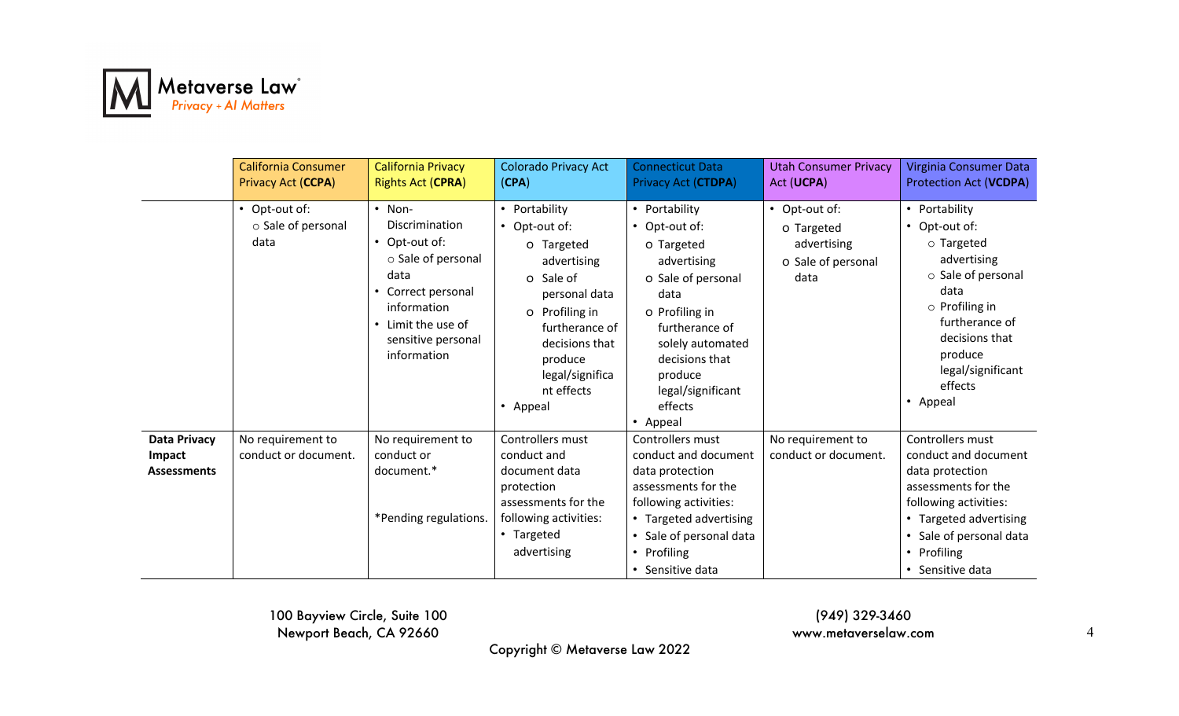| | California Consumer Privacy Act (**CCPA**) | California Privacy Rights Act (**CPRA**) | Colorado Privacy Act (**CPA**) | Connecticut Data Privacy Act (**CTDPA**) | Utah Consumer Privacy Act (**UCPA**) | Virginia Consumer Data Protection Act (**VCDPA**) |
|---|---|---|---|---|---|---|
| | • Opt-out of:<br>○ Sale of personal data | • Non-Discrimination<br>• Opt-out of:<br>○ Sale of personal data<br>• Correct personal information<br>• Limit the use of sensitive personal information | • Portability<br>• Opt-out of:<br>o Targeted advertising<br>o Sale of personal data<br>o Profiling in furtherance of decisions that produce legal/significant effects<br>• Appeal | • Portability<br>• Opt-out of:<br>o Targeted advertising<br>o Sale of personal data<br>o Profiling in furtherance of solely automated decisions that produce legal/significant effects<br>• Appeal | • Opt-out of:<br>o Targeted advertising<br>o Sale of personal data | • Portability<br>• Opt-out of:<br>○ Targeted advertising<br>○ Sale of personal data<br>○ Profiling in furtherance of decisions that produce legal/significant effects<br>• Appeal |
| **Data Privacy Impact Assessments** | No requirement to conduct or document. | No requirement to conduct or document.*<br><br>*Pending regulations. | Controllers must conduct and document data protection assessments for the following activities:<br>• Targeted advertising | Controllers must conduct and document data protection assessments for the following activities:<br>• Targeted advertising<br>• Sale of personal data<br>• Profiling<br>• Sensitive data | No requirement to conduct or document. | Controllers must conduct and document data protection assessments for the following activities:<br>• Targeted advertising<br>• Sale of personal data<br>• Profiling<br>• Sensitive data |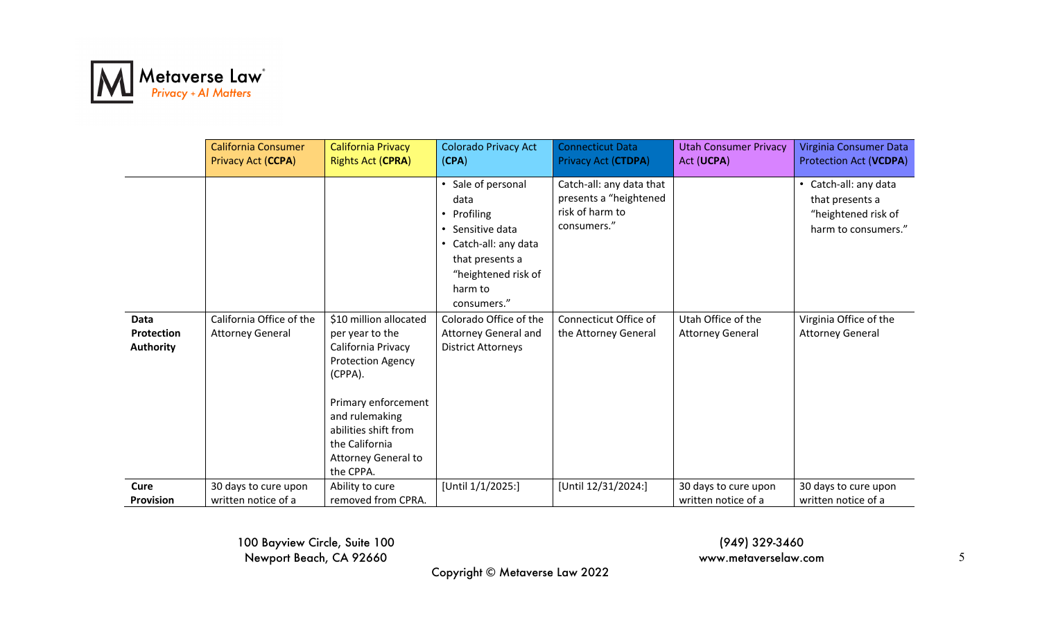| | California Consumer Privacy Act (**CCPA**) | California Privacy Rights Act (**CPRA**) | Colorado Privacy Act (**CPA**) | Connecticut Data Privacy Act (**CTDPA**) | Utah Consumer Privacy Act (**UCPA**) | Virginia Consumer Data Protection Act (**VCDPA**) |
|---|---|---|---|---|---|---|
| | | | • Sale of personal data<br>• Profiling<br>• Sensitive data<br>• Catch-all: any data that presents a "heightened risk of harm to consumers." | Catch-all: any data that presents a "heightened risk of harm to consumers." | | • Catch-all: any data that presents a "heightened risk of harm to consumers." |
| **Data Protection Authority** | California Office of the Attorney General | $10 million allocated per year to the California Privacy Protection Agency (CPPA).<br><br>Primary enforcement and rulemaking abilities shift from the California Attorney General to the CPPA. | Colorado Office of the Attorney General and District Attorneys | Connecticut Office of the Attorney General | Utah Office of the Attorney General | Virginia Office of the Attorney General |
| **Cure Provision** | 30 days to cure upon written notice of a | Ability to cure removed from CPRA. | [Until 1/1/2025:] | [Until 12/31/2024:] | 30 days to cure upon written notice of a | 30 days to cure upon written notice of a |

100 Bayview Circle, Suite 100
Newport Beach, CA 92660

(949) 329-3460
www.metaverselaw.com

Copyright © Metaverse Law 2022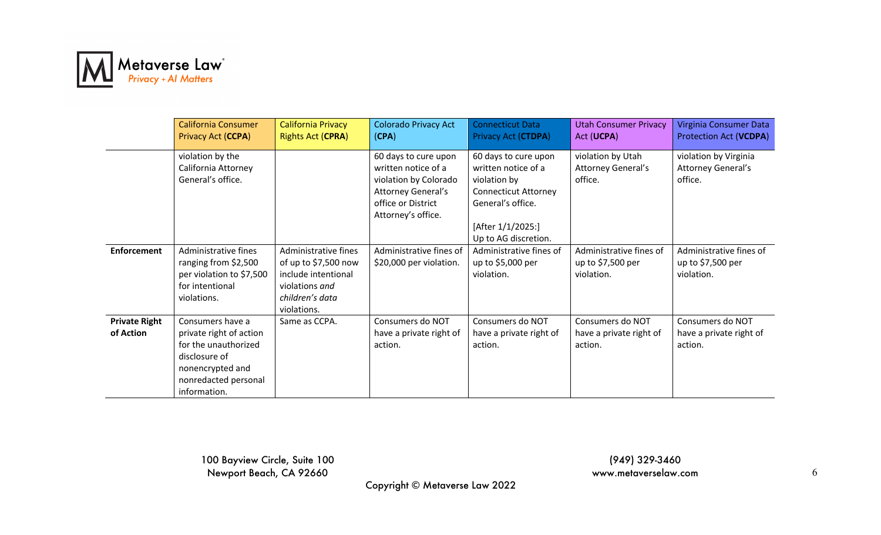| | California Consumer Privacy Act (**CCPA**) | California Privacy Rights Act (**CPRA**) | Colorado Privacy Act (**CPA**) | Connecticut Data Privacy Act (**CTDPA**) | Utah Consumer Privacy Act (**UCPA**) | Virginia Consumer Data Protection Act (**VCDPA**) |
|---|---|---|---|---|---|---|
| | violation by the California Attorney General's office. | | 60 days to cure upon written notice of a violation by Colorado Attorney General's office or District Attorney's office. | 60 days to cure upon written notice of a violation by Connecticut Attorney General's office.<br><br>[After 1/1/2025:] Up to AG discretion. | violation by Utah Attorney General's office. | violation by Virginia Attorney General's office. |
| **Enforcement** | Administrative fines ranging from $2,500 per violation to $7,500 for intentional violations. | Administrative fines of up to $7,500 now include intentional violations *and* *children's data* violations. | Administrative fines of $20,000 per violation. | Administrative fines of up to $5,000 per violation. | Administrative fines of up to $7,500 per violation. | Administrative fines of up to $7,500 per violation. |
| **Private Right of Action** | Consumers have a private right of action for the unauthorized disclosure of nonencrypted and nonredacted personal information. | Same as CCPA. | Consumers do NOT have a private right of action. | Consumers do NOT have a private right of action. | Consumers do NOT have a private right of action. | Consumers do NOT have a private right of action. |